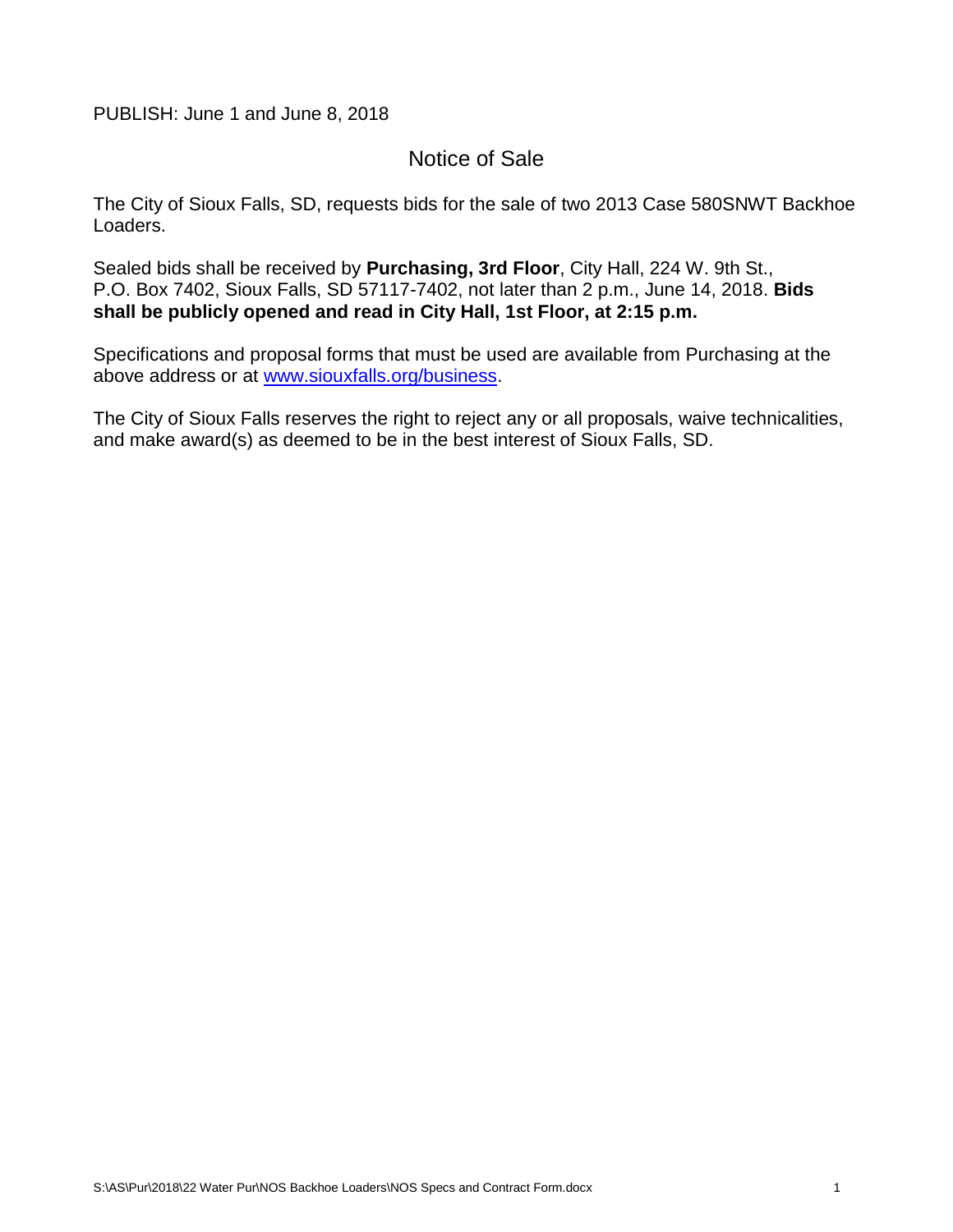PUBLISH: June 1 and June 8, 2018

# Notice of Sale

The City of Sioux Falls, SD, requests bids for the sale of two 2013 Case 580SNWT Backhoe Loaders.

Sealed bids shall be received by **Purchasing, 3rd Floor**, City Hall, 224 W. 9th St., P.O. Box 7402, Sioux Falls, SD 57117-7402, not later than 2 p.m., June 14, 2018. **Bids shall be publicly opened and read in City Hall, 1st Floor, at 2:15 p.m.**

Specifications and proposal forms that must be used are available from Purchasing at the above address or at [www.siouxfalls.org/business](http://www.siouxfalls.org/business).

The City of Sioux Falls reserves the right to reject any or all proposals, waive technicalities, and make award(s) as deemed to be in the best interest of Sioux Falls, SD.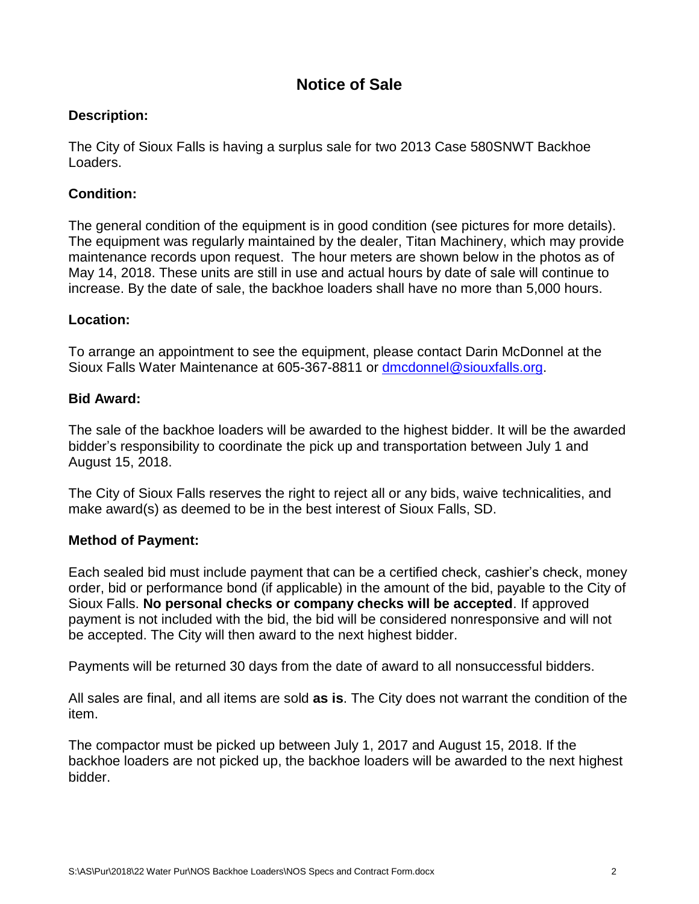# Notice of Sale

**Description:**

The City of Sioux Falls is having a surplus sale for two 2013 Case 580SNWT Backhoe Loaders.

**Condition:**

The general condition of the equipment is in good condition (see pictures for more details). The equipment was regularly maintained by the dealer, Titan Machinery, which may provide maintenance records upon request. The hour meters are shown below in the photos as of May 14, 2018. These units are still in use and actual hours by date of sale will continue to increase. By the date of sale, the backhoe loaders shall have no more than 5,000 hours.

**Location:**

To arrange an appointment to see the equipment, please contact Darin McDonnel at the Sioux Falls Water Maintenance at 605-367-8811 or [dmcdonnel@siouxfalls.org](mailto:dmcdonnel@siouxfalls.org).

**Bid Award:**

The sale of the backhoe loaders will be awarded to the highest bidder. It will be the awarded bidder's responsibility to coordinate the pick up and transportation between July 1 and August 15, 2018.

The City of Sioux Falls reserves the right to reject all or any bids, waive technicalities, and make award(s) as deemed to be in the best interest of Sioux Falls, SD.

**Method of Payment:**

Each sealed bid must include payment that can be a certified check, cashier's check, money order, bid or performance bond (if applicable) in the amount of the bid, payable to the City of Sioux Falls. **No personal checks or company checks will be accepted**. If approved payment is not included with the bid, the bid will be considered nonresponsive and will not be accepted. The City will then award to the next highest bidder.

Payments will be returned 30 days from the date of award to all nonsuccessful bidders.

All sales are final, and all items are sold **as is**. The City does not warrant the condition of the item.

The compactor must be picked up between July 1, 2017 and August 15, 2018. If the backhoe loaders are not picked up, the backhoe loaders will be awarded to the next highest bidder.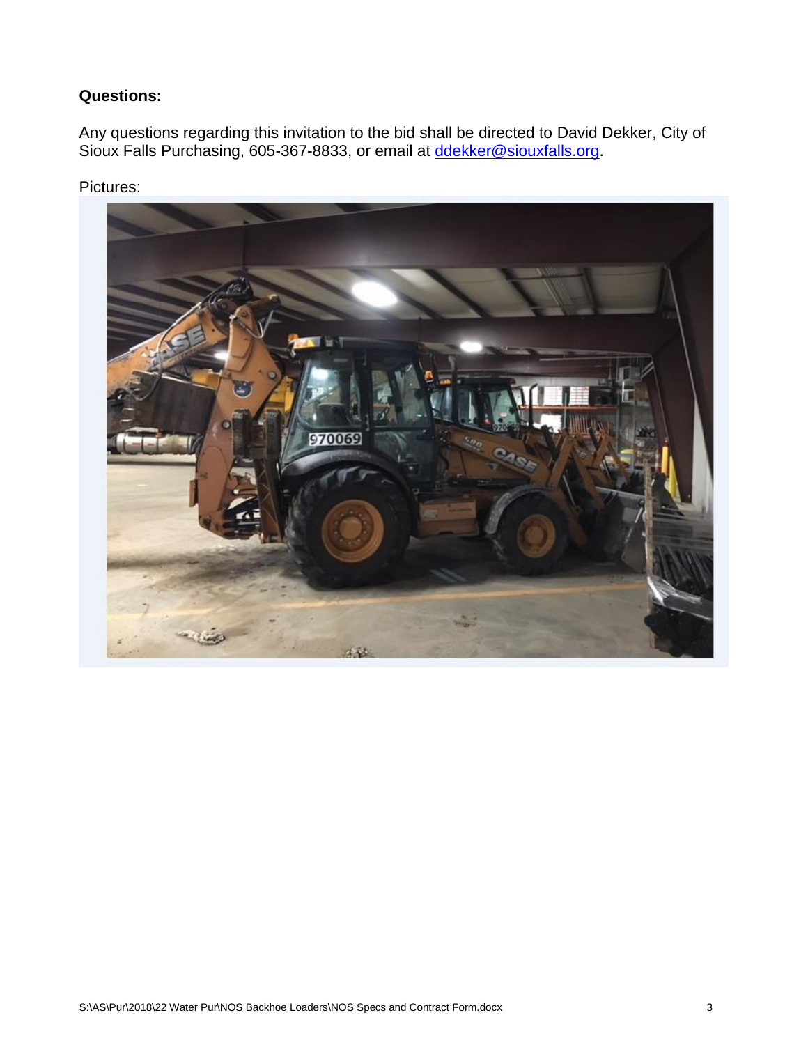**Questions:**

Any questions regarding this invitation to the bid shall be directed to David Dekker, City of Sioux Falls Purchasing, 605-367-8833, or email at ddekker@siouxfalls.org.

Pictures: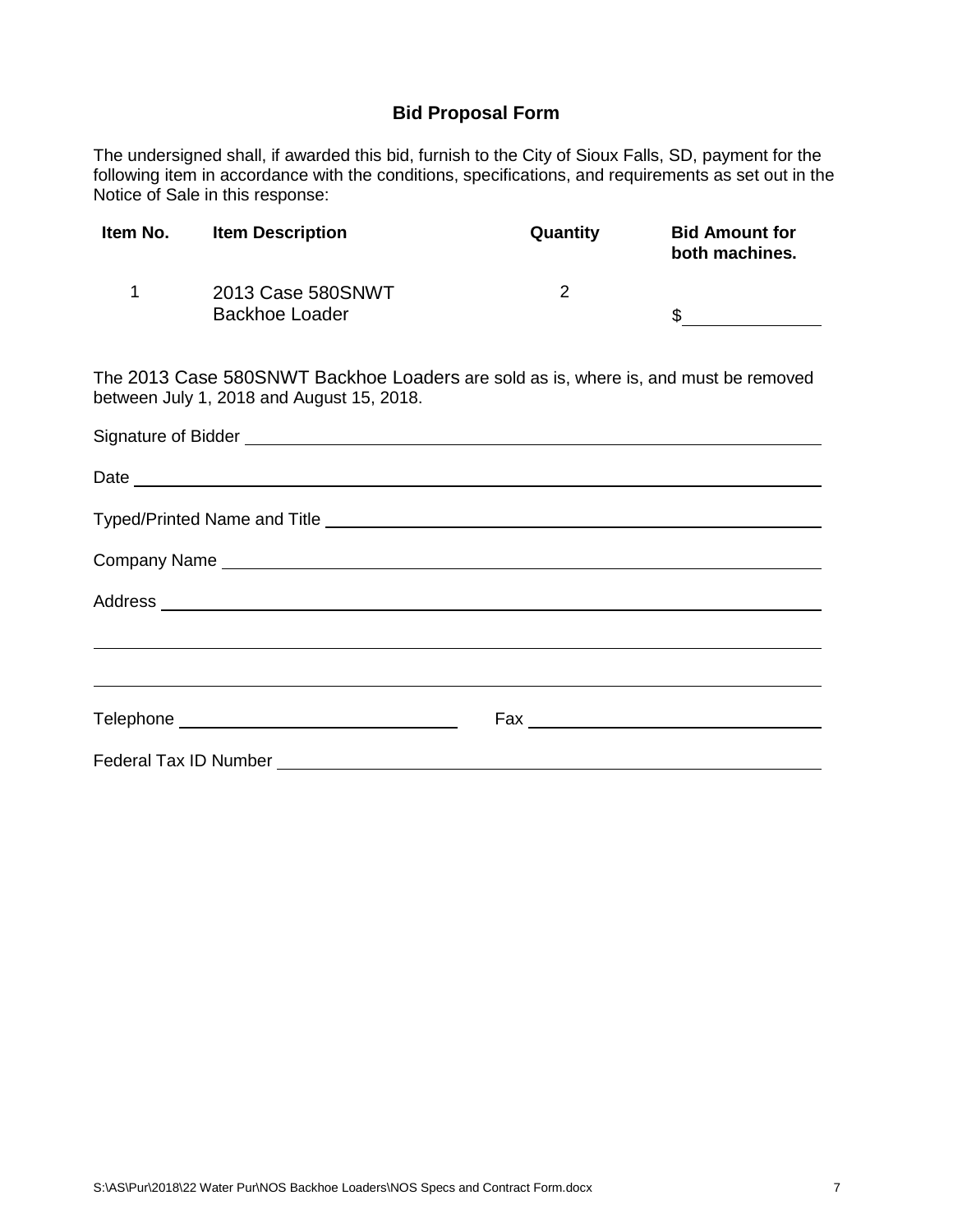## Bid Proposal Form

The undersigned shall, if awarded this bid, furnish to the City of Sioux Falls, SD, payment for the following item in accordance with the conditions, specifications, and requirements as set out in the Notice of Sale in this response:

| Item No. | Item Description | Quantity | Bid Amount for both machines. |
|---|---|---|---|
| 1 | 2013 Case 580SNWT Backhoe Loader | 2 | $__________ |

The 2013 Case 580SNWT Backhoe Loaders are sold as is, where is, and must be removed between July 1, 2018 and August 15, 2018.

Signature of Bidder ____________________________________________

Date ____________________________________________

Typed/Printed Name and Title ____________________________________________

Company Name ____________________________________________

Address ____________________________________________

____________________________________________

____________________________________________

Telephone ______________________ Fax ______________________

Federal Tax ID Number ____________________________________________